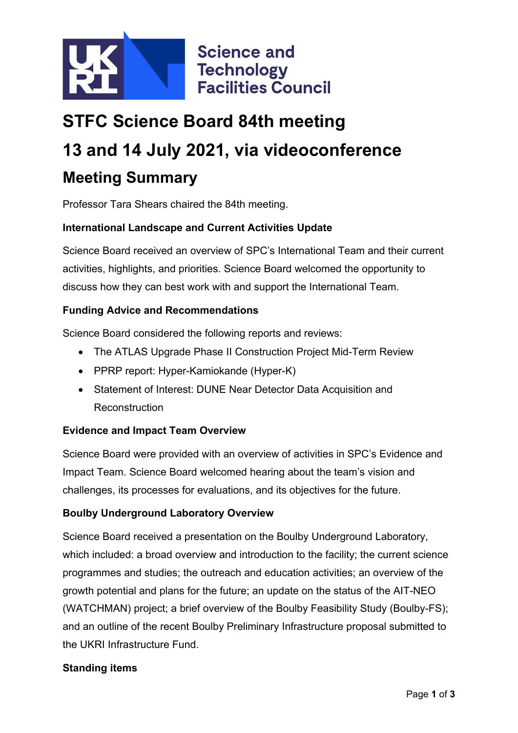Science and Technology Facilities Council

# STFC Science Board 84th meeting

# 13 and 14 July 2021, via videoconference

## Meeting Summary

Professor Tara Shears chaired the 84th meeting.

**International Landscape and Current Activities Update**

Science Board received an overview of SPC's International Team and their current activities, highlights, and priorities. Science Board welcomed the opportunity to discuss how they can best work with and support the International Team.

**Funding Advice and Recommendations**

Science Board considered the following reports and reviews:

- The ATLAS Upgrade Phase II Construction Project Mid-Term Review
- PPRP report: Hyper-Kamiokande (Hyper-K)
- Statement of Interest: DUNE Near Detector Data Acquisition and Reconstruction

**Evidence and Impact Team Overview**

Science Board were provided with an overview of activities in SPC's Evidence and Impact Team. Science Board welcomed hearing about the team's vision and challenges, its processes for evaluations, and its objectives for the future.

**Boulby Underground Laboratory Overview**

Science Board received a presentation on the Boulby Underground Laboratory, which included: a broad overview and introduction to the facility; the current science programmes and studies; the outreach and education activities; an overview of the growth potential and plans for the future; an update on the status of the AIT-NEO (WATCHMAN) project; a brief overview of the Boulby Feasibility Study (Boulby-FS); and an outline of the recent Boulby Preliminary Infrastructure proposal submitted to the UKRI Infrastructure Fund.

**Standing items**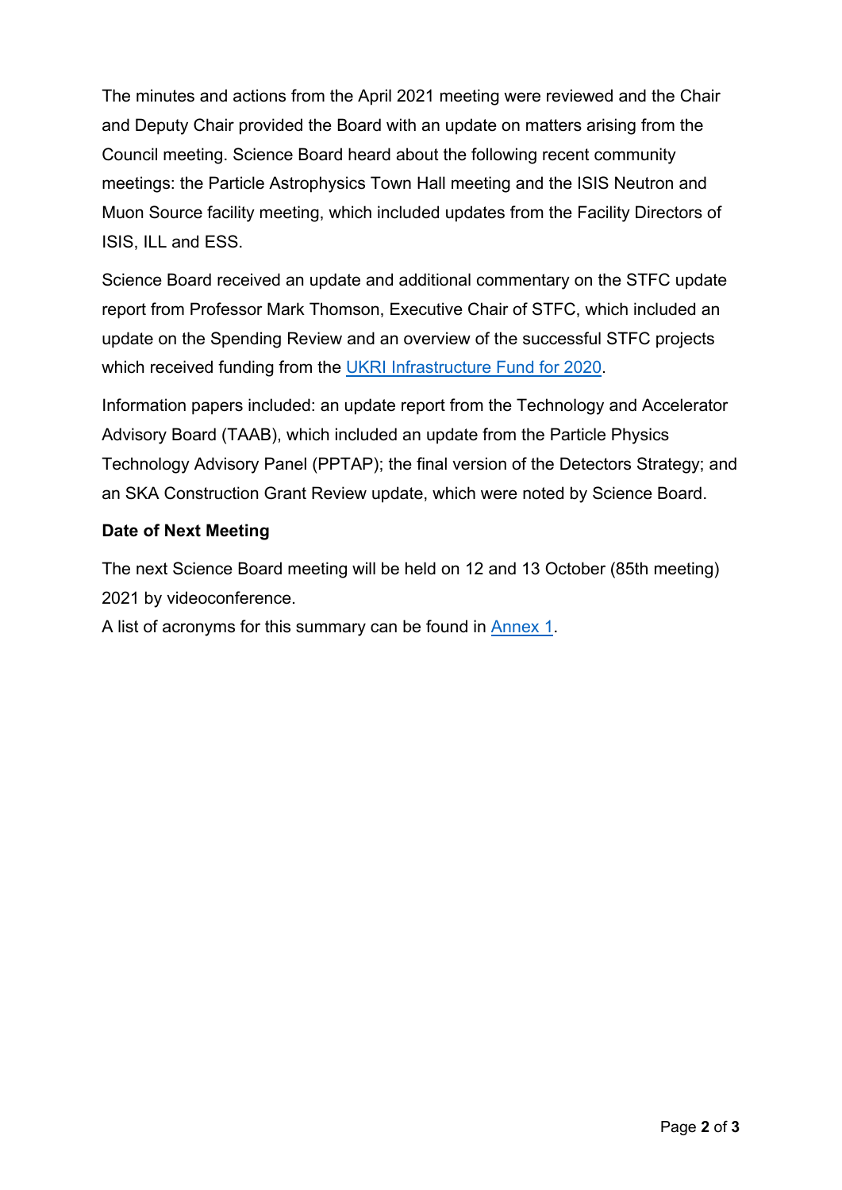The minutes and actions from the April 2021 meeting were reviewed and the Chair and Deputy Chair provided the Board with an update on matters arising from the Council meeting. Science Board heard about the following recent community meetings: the Particle Astrophysics Town Hall meeting and the ISIS Neutron and Muon Source facility meeting, which included updates from the Facility Directors of ISIS, ILL and ESS.

Science Board received an update and additional commentary on the STFC update report from Professor Mark Thomson, Executive Chair of STFC, which included an update on the Spending Review and an overview of the successful STFC projects which received funding from the UKRI Infrastructure Fund for 2020.

Information papers included: an update report from the Technology and Accelerator Advisory Board (TAAB), which included an update from the Particle Physics Technology Advisory Panel (PPTAP); the final version of the Detectors Strategy; and an SKA Construction Grant Review update, which were noted by Science Board.

**Date of Next Meeting**

The next Science Board meeting will be held on 12 and 13 October (85th meeting) 2021 by videoconference.

A list of acronyms for this summary can be found in Annex 1.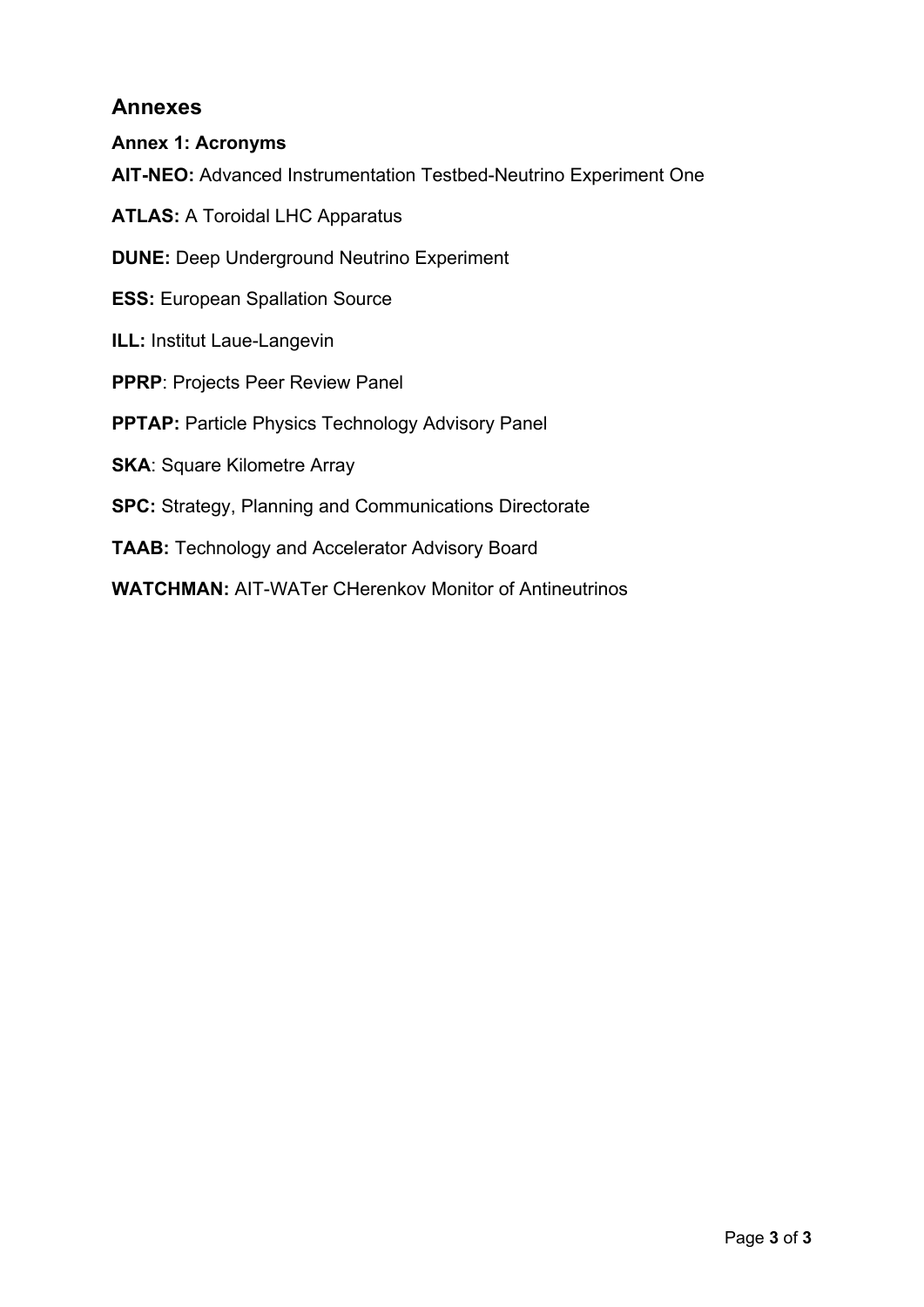## Annexes

### Annex 1: Acronyms

**AIT-NEO:** Advanced Instrumentation Testbed-Neutrino Experiment One

**ATLAS:** A Toroidal LHC Apparatus

**DUNE:** Deep Underground Neutrino Experiment

**ESS:** European Spallation Source

**ILL:** Institut Laue-Langevin

**PPRP**: Projects Peer Review Panel

**PPTAP:** Particle Physics Technology Advisory Panel

**SKA**: Square Kilometre Array

**SPC:** Strategy, Planning and Communications Directorate

**TAAB:** Technology and Accelerator Advisory Board

**WATCHMAN:** AIT-WATer CHerenkov Monitor of Antineutrinos